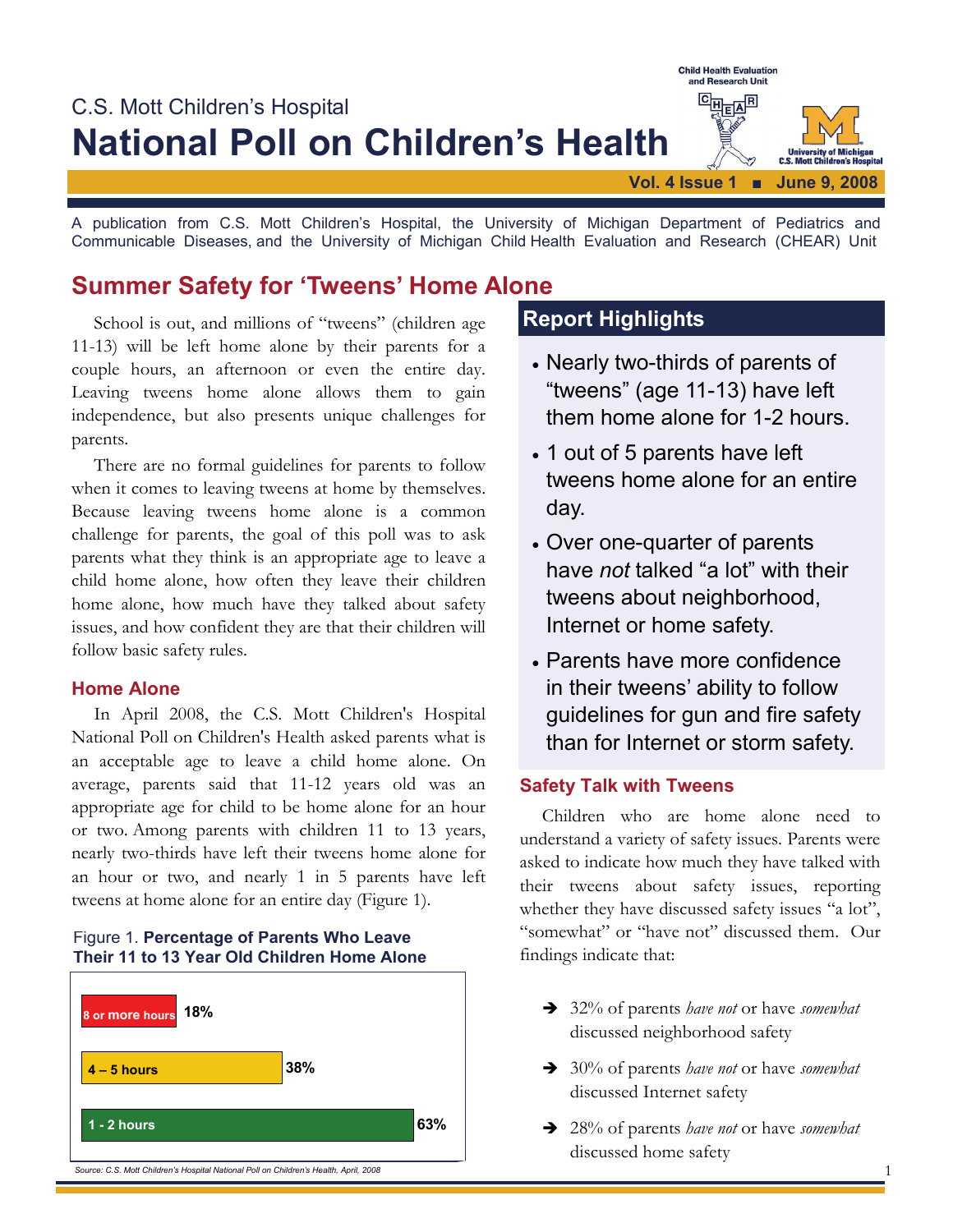C.S. Mott Children's Hospital

# National Poll on Children's Health

Child Health Evaluation and Research Unit

University of Michigan C.S. Mott Children's Hospital

Vol. 4 Issue 1 ■ June 9, 2008

A publication from C.S. Mott Children's Hospital, the University of Michigan Department of Pediatrics and Communicable Diseases, and the University of Michigan Child Health Evaluation and Research (CHEAR) Unit

## Summer Safety for 'Tweens' Home Alone

School is out, and millions of "tweens" (children age 11-13) will be left home alone by their parents for a couple hours, an afternoon or even the entire day. Leaving tweens home alone allows them to gain independence, but also presents unique challenges for parents.

There are no formal guidelines for parents to follow when it comes to leaving tweens at home by themselves. Because leaving tweens home alone is a common challenge for parents, the goal of this poll was to ask parents what they think is an appropriate age to leave a child home alone, how often they leave their children home alone, how much have they talked about safety issues, and how confident they are that their children will follow basic safety rules.

### Home Alone

In April 2008, the C.S. Mott Children's Hospital National Poll on Children's Health asked parents what is an acceptable age to leave a child home alone. On average, parents said that 11-12 years old was an appropriate age for child to be home alone for an hour or two. Among parents with children 11 to 13 years, nearly two-thirds have left their tweens home alone for an hour or two, and nearly 1 in 5 parents have left tweens at home alone for an entire day (Figure 1).

Figure 1. **Percentage of Parents Who Leave Their 11 to 13 Year Old Children Home Alone**

| Time home alone | Percentage |
| --- | --- |
| 8 or more hours | 18% |
| 4 – 5 hours | 38% |
| 1 - 2 hours | 63% |

Source: C.S. Mott Children's Hospital National Poll on Children's Health, April, 2008

## Report Highlights

- Nearly two-thirds of parents of "tweens" (age 11-13) have left them home alone for 1-2 hours.
- 1 out of 5 parents have left tweens home alone for an entire day.
- Over one-quarter of parents have *not* talked "a lot" with their tweens about neighborhood, Internet or home safety.
- Parents have more confidence in their tweens' ability to follow guidelines for gun and fire safety than for Internet or storm safety.

### Safety Talk with Tweens

Children who are home alone need to understand a variety of safety issues. Parents were asked to indicate how much they have talked with their tweens about safety issues, reporting whether they have discussed safety issues "a lot", "somewhat" or "have not" discussed them. Our findings indicate that:

- ➔ 32% of parents *have not* or have *somewhat* discussed neighborhood safety
- ➔ 30% of parents *have not* or have *somewhat* discussed Internet safety
- ➔ 28% of parents *have not* or have *somewhat* discussed home safety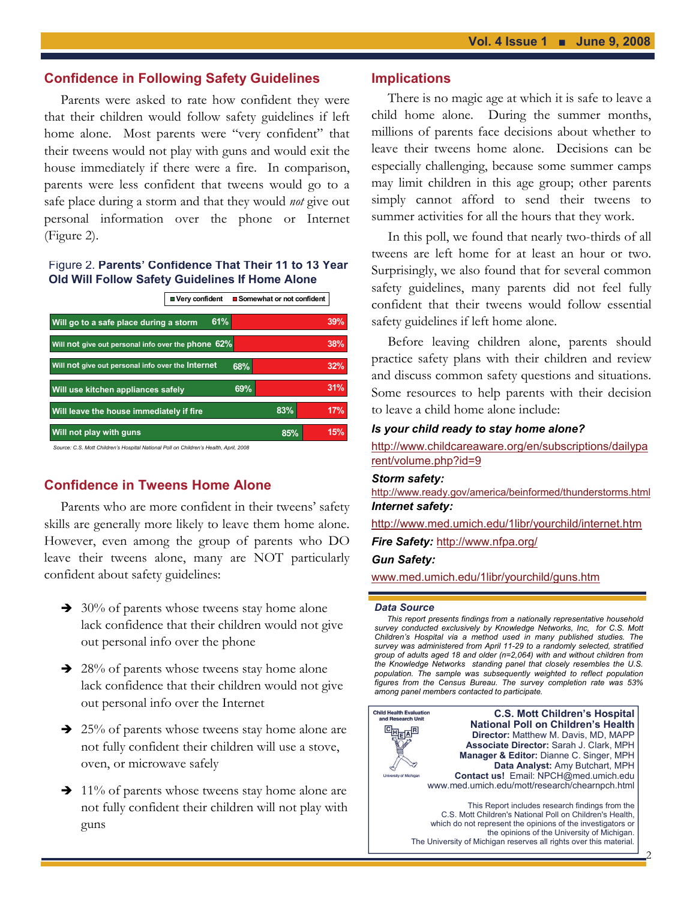## Confidence in Following Safety Guidelines

Parents were asked to rate how confident they were that their children would follow safety guidelines if left home alone. Most parents were "very confident" that their tweens would not play with guns and would exit the house immediately if there were a fire. In comparison, parents were less confident that tweens would go to a safe place during a storm and that they would *not* give out personal information over the phone or Internet (Figure 2).

Figure 2. **Parents' Confidence That Their 11 to 13 Year Old Will Follow Safety Guidelines If Home Alone**

Very confident | Somewhat or not confident

Will go to a safe place during a storm 61% 39%

Will **not** give out personal info over the **phone** 62% 38%

Will **not** give out personal info over the **Internet** 68% 32%

Will use kitchen appliances safely 69% 31%

Will leave the house immediately if fire 83% 17%

Will not play with guns 85% 15%

*Source: C.S. Mott Children's Hospital National Poll on Children's Health, April, 2008*

## Confidence in Tweens Home Alone

Parents who are more confident in their tweens' safety skills are generally more likely to leave them home alone. However, even among the group of parents who DO leave their tweens alone, many are NOT particularly confident about safety guidelines:

- 30% of parents whose tweens stay home alone lack confidence that their children would not give out personal info over the phone
- 28% of parents whose tweens stay home alone lack confidence that their children would not give out personal info over the Internet
- 25% of parents whose tweens stay home alone are not fully confident their children will use a stove, oven, or microwave safely
- 11% of parents whose tweens stay home alone are not fully confident their children will not play with guns

## Implications

There is no magic age at which it is safe to leave a child home alone. During the summer months, millions of parents face decisions about whether to leave their tweens home alone. Decisions can be especially challenging, because some summer camps may limit children in this age group; other parents simply cannot afford to send their tweens to summer activities for all the hours that they work.

In this poll, we found that nearly two-thirds of all tweens are left home for at least an hour or two. Surprisingly, we also found that for several common safety guidelines, many parents did not feel fully confident that their tweens would follow essential safety guidelines if left home alone.

Before leaving children alone, parents should practice safety plans with their children and review and discuss common safety questions and situations. Some resources to help parents with their decision to leave a child home alone include:

***Is your child ready to stay home alone?***

http://www.childcareaware.org/en/subscriptions/dailyparent/volume.php?id=9

***Storm safety:***

http://www.ready.gov/america/beinformed/thunderstorms.html

***Internet safety:***

http://www.med.umich.edu/1libr/yourchild/internet.htm

***Fire Safety:*** http://www.nfpa.org/

***Gun Safety:***

www.med.umich.edu/1libr/yourchild/guns.htm

### *Data Source*

*This report presents findings from a nationally representative household survey conducted exclusively by Knowledge Networks, Inc, for C.S. Mott Children's Hospital via a method used in many published studies. The survey was administered from April 11-29 to a randomly selected, stratified group of adults aged 18 and older (n=2,064) with and without children from the Knowledge Networks standing panel that closely resembles the U.S. population. The sample was subsequently weighted to reflect population figures from the Census Bureau. The survey completion rate was 53% among panel members contacted to participate.*

Child Health Evaluation and Research Unit

University of Michigan

**C.S. Mott Children's Hospital National Poll on Children's Health**
**Director:** Matthew M. Davis, MD, MAPP
**Associate Director:** Sarah J. Clark, MPH
**Manager & Editor:** Dianne C. Singer, MPH
**Data Analyst:** Amy Butchart, MPH
**Contact us!** Email: NPCH@med.umich.edu
www.med.umich.edu/mott/research/chearnpch.html

This Report includes research findings from the C.S. Mott Children's National Poll on Children's Health, which do not represent the opinions of the investigators or the opinions of the University of Michigan. The University of Michigan reserves all rights over this material.